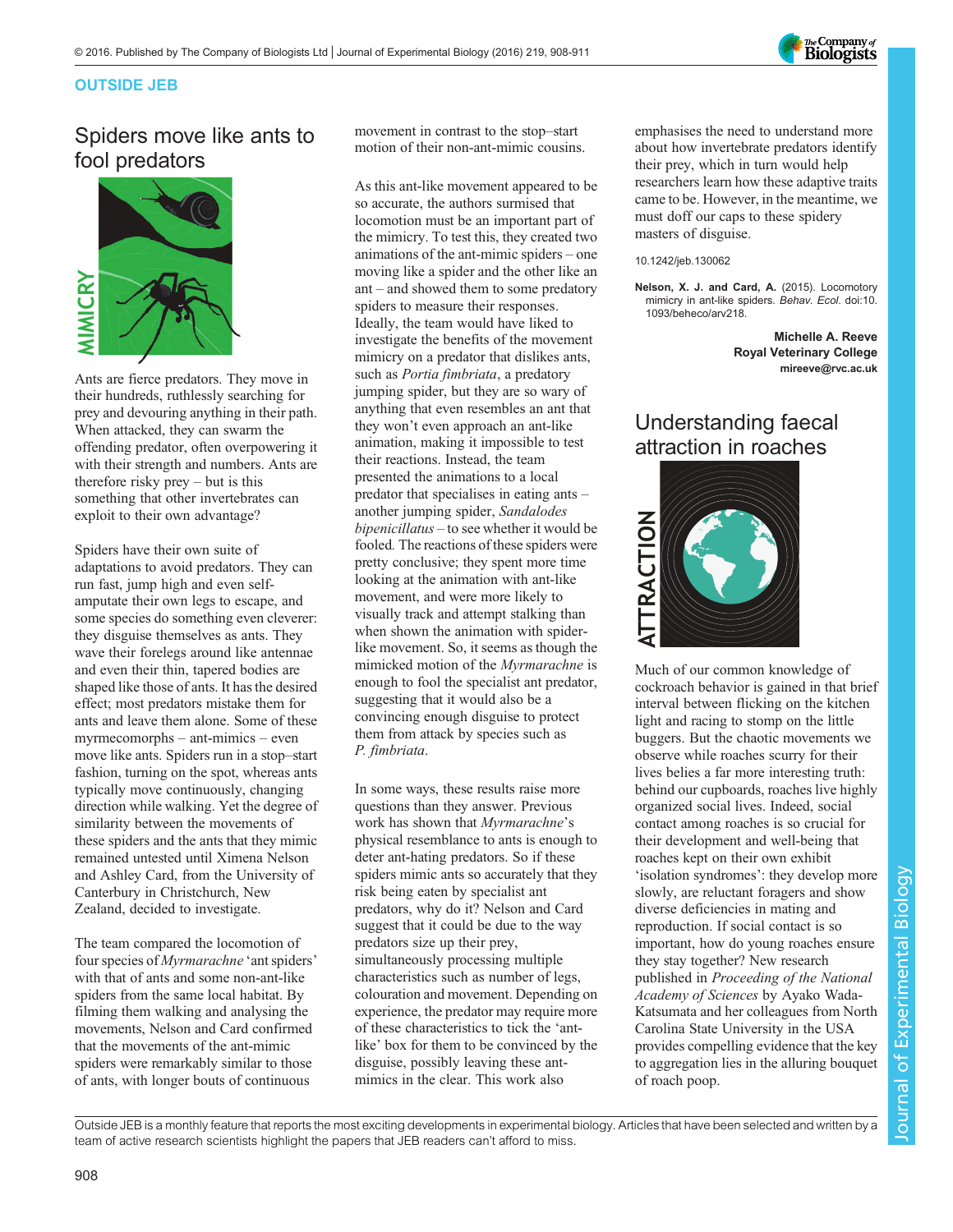## OUTSIDE JEB

# Spiders move like ants to fool predators

Ants are fierce predators. They move in their hundreds, ruthlessly searching for prey and devouring anything in their path. When attacked, they can swarm the offending predator, often overpowering it with their strength and numbers. Ants are therefore risky prey – but is this something that other invertebrates can exploit to their own advantage?

Spiders have their own suite of adaptations to avoid predators. They can run fast, jump high and even self-amputate their own legs to escape, and some species do something even cleverer: they disguise themselves as ants. They wave their forelegs around like antennae and even their thin, tapered bodies are shaped like those of ants. It has the desired effect; most predators mistake them for ants and leave them alone. Some of these myrmecomorphs – ant-mimics – even move like ants. Spiders run in a stop–start fashion, turning on the spot, whereas ants typically move continuously, changing direction while walking. Yet the degree of similarity between the movements of these spiders and the ants that they mimic remained untested until Ximena Nelson and Ashley Card, from the University of Canterbury in Christchurch, New Zealand, decided to investigate.

The team compared the locomotion of four species of *Myrmarachne* 'ant spiders' with that of ants and some non-ant-like spiders from the same local habitat. By filming them walking and analysing the movements, Nelson and Card confirmed that the movements of the ant-mimic spiders were remarkably similar to those of ants, with longer bouts of continuous movement in contrast to the stop–start motion of their non-ant-mimic cousins.

As this ant-like movement appeared to be so accurate, the authors surmised that locomotion must be an important part of the mimicry. To test this, they created two animations of the ant-mimic spiders – one moving like a spider and the other like an ant – and showed them to some predatory spiders to measure their responses. Ideally, the team would have liked to investigate the benefits of the movement mimicry on a predator that dislikes ants, such as *Portia fimbriata*, a predatory jumping spider, but they are so wary of anything that even resembles an ant that they won't even approach an ant-like animation, making it impossible to test their reactions. Instead, the team presented the animations to a local predator that specialises in eating ants – another jumping spider, *Sandalodes bipenicillatus* – to see whether it would be fooled. The reactions of these spiders were pretty conclusive; they spent more time looking at the animation with ant-like movement, and were more likely to visually track and attempt stalking than when shown the animation with spider-like movement. So, it seems as though the mimicked motion of the *Myrmarachne* is enough to fool the specialist ant predator, suggesting that it would also be a convincing enough disguise to protect them from attack by species such as *P. fimbriata*.

In some ways, these results raise more questions than they answer. Previous work has shown that *Myrmarachne*'s physical resemblance to ants is enough to deter ant-hating predators. So if these spiders mimic ants so accurately that they risk being eaten by specialist ant predators, why do it? Nelson and Card suggest that it could be due to the way predators size up their prey, simultaneously processing multiple characteristics such as number of legs, colouration and movement. Depending on experience, the predator may require more of these characteristics to tick the 'ant-like' box for them to be convinced by the disguise, possibly leaving these ant-mimics in the clear. This work also emphasises the need to understand more about how invertebrate predators identify their prey, which in turn would help researchers learn how these adaptive traits came to be. However, in the meantime, we must doff our caps to these spidery masters of disguise.

10.1242/jeb.130062

**Nelson, X. J. and Card, A.** (2015). Locomotory mimicry in ant-like spiders. *Behav. Ecol.* doi:10.1093/beheco/arv218.

**Michelle A. Reeve**
**Royal Veterinary College**
**mireeve@rvc.ac.uk**

# Understanding faecal attraction in roaches

Much of our common knowledge of cockroach behavior is gained in that brief interval between flicking on the kitchen light and racing to stomp on the little buggers. But the chaotic movements we observe while roaches scurry for their lives belies a far more interesting truth: behind our cupboards, roaches live highly organized social lives. Indeed, social contact among roaches is so crucial for their development and well-being that roaches kept on their own exhibit 'isolation syndromes': they develop more slowly, are reluctant foragers and show diverse deficiencies in mating and reproduction. If social contact is so important, how do young roaches ensure they stay together? New research published in *Proceeding of the National Academy of Sciences* by Ayako Wada-Katsumata and her colleagues from North Carolina State University in the USA provides compelling evidence that the key to aggregation lies in the alluring bouquet of roach poop.

Outside JEB is a monthly feature that reports the most exciting developments in experimental biology. Articles that have been selected and written by a team of active research scientists highlight the papers that JEB readers can't afford to miss.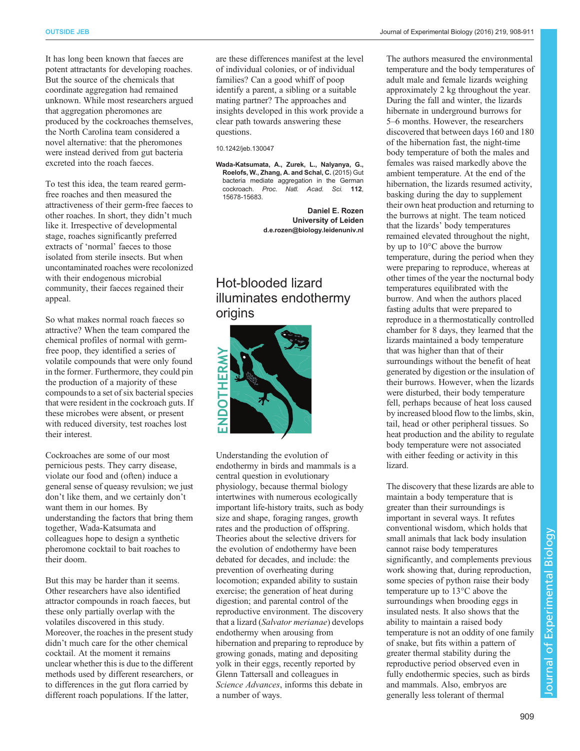It has long been known that faeces are potent attractants for developing roaches. But the source of the chemicals that coordinate aggregation had remained unknown. While most researchers argued that aggregation pheromones are produced by the cockroaches themselves, the North Carolina team considered a novel alternative: that the pheromones were instead derived from gut bacteria excreted into the roach faeces.

To test this idea, the team reared germ-free roaches and then measured the attractiveness of their germ-free faeces to other roaches. In short, they didn't much like it. Irrespective of developmental stage, roaches significantly preferred extracts of 'normal' faeces to those isolated from sterile insects. But when uncontaminated roaches were recolonized with their endogenous microbial community, their faeces regained their appeal.

So what makes normal roach faeces so attractive? When the team compared the chemical profiles of normal with germ-free poop, they identified a series of volatile compounds that were only found in the former. Furthermore, they could pin the production of a majority of these compounds to a set of six bacterial species that were resident in the cockroach guts. If these microbes were absent, or present with reduced diversity, test roaches lost their interest.

Cockroaches are some of our most pernicious pests. They carry disease, violate our food and (often) induce a general sense of queasy revulsion; we just don't like them, and we certainly don't want them in our homes. By understanding the factors that bring them together, Wada-Katsumata and colleagues hope to design a synthetic pheromone cocktail to bait roaches to their doom.

But this may be harder than it seems. Other researchers have also identified attractor compounds in roach faeces, but these only partially overlap with the volatiles discovered in this study. Moreover, the roaches in the present study didn't much care for the other chemical cocktail. At the moment it remains unclear whether this is due to the different methods used by different researchers, or to differences in the gut flora carried by different roach populations. If the latter, are these differences manifest at the level of individual colonies, or of individual families? Can a good whiff of poop identify a parent, a sibling or a suitable mating partner? The approaches and insights developed in this work provide a clear path towards answering these questions.

10.1242/jeb.130047

**Wada-Katsumata, A., Zurek, L., Nalyanya, G., Roelofs, W., Zhang, A. and Schal, C.** (2015) Gut bacteria mediate aggregation in the German cockroach. *Proc. Natl. Acad. Sci.* **112**, 15678-15683.

**Daniel E. Rozen**
**University of Leiden**
**d.e.rozen@biology.leidenuniv.nl**

## Hot-blooded lizard illuminates endothermy origins

Understanding the evolution of endothermy in birds and mammals is a central question in evolutionary physiology, because thermal biology intertwines with numerous ecologically important life-history traits, such as body size and shape, foraging ranges, growth rates and the production of offspring. Theories about the selective drivers for the evolution of endothermy have been debated for decades, and include: the prevention of overheating during locomotion; expanded ability to sustain exercise; the generation of heat during digestion; and parental control of the reproductive environment. The discovery that a lizard (*Salvator merianae*) develops endothermy when arousing from hibernation and preparing to reproduce by growing gonads, mating and depositing yolk in their eggs, recently reported by Glenn Tattersall and colleagues in *Science Advances*, informs this debate in a number of ways.

The authors measured the environmental temperature and the body temperatures of adult male and female lizards weighing approximately 2 kg throughout the year. During the fall and winter, the lizards hibernate in underground burrows for 5–6 months. However, the researchers discovered that between days 160 and 180 of the hibernation fast, the night-time body temperature of both the males and females was raised markedly above the ambient temperature. At the end of the hibernation, the lizards resumed activity, basking during the day to supplement their own heat production and returning to the burrows at night. The team noticed that the lizards' body temperatures remained elevated throughout the night, by up to 10°C above the burrow temperature, during the period when they were preparing to reproduce, whereas at other times of the year the nocturnal body temperatures equilibrated with the burrow. And when the authors placed fasting adults that were prepared to reproduce in a thermostatically controlled chamber for 8 days, they learned that the lizards maintained a body temperature that was higher than that of their surroundings without the benefit of heat generated by digestion or the insulation of their burrows. However, when the lizards were disturbed, their body temperature fell, perhaps because of heat loss caused by increased blood flow to the limbs, skin, tail, head or other peripheral tissues. So heat production and the ability to regulate body temperature were not associated with either feeding or activity in this lizard.

The discovery that these lizards are able to maintain a body temperature that is greater than their surroundings is important in several ways. It refutes conventional wisdom, which holds that small animals that lack body insulation cannot raise body temperatures significantly, and complements previous work showing that, during reproduction, some species of python raise their body temperature up to 13°C above the surroundings when brooding eggs in insulated nests. It also shows that the ability to maintain a raised body temperature is not an oddity of one family of snake, but fits within a pattern of greater thermal stability during the reproductive period observed even in fully endothermic species, such as birds and mammals. Also, embryos are generally less tolerant of thermal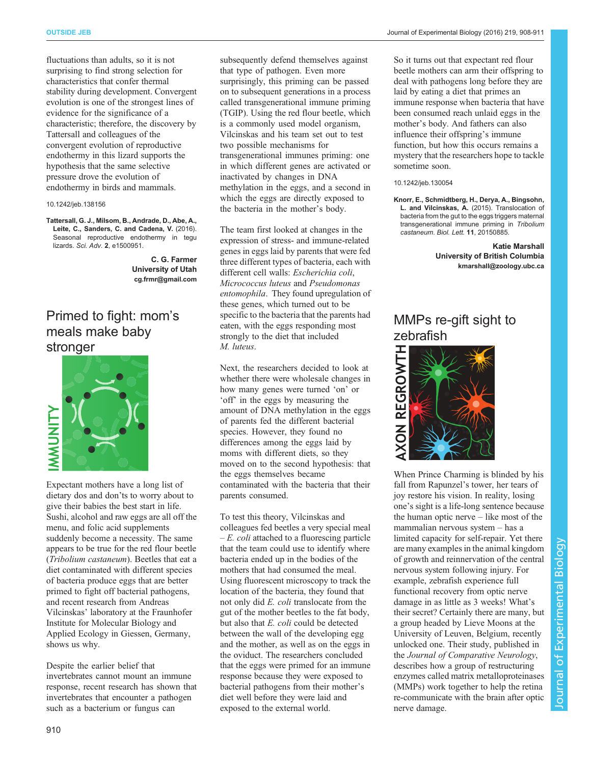fluctuations than adults, so it is not surprising to find strong selection for characteristics that confer thermal stability during development. Convergent evolution is one of the strongest lines of evidence for the significance of a characteristic; therefore, the discovery by Tattersall and colleagues of the convergent evolution of reproductive endothermy in this lizard supports the hypothesis that the same selective pressure drove the evolution of endothermy in birds and mammals.

10.1242/jeb.138156

**Tattersall, G. J., Milsom, B., Andrade, D., Abe, A., Leite, C., Sanders, C. and Cadena, V.** (2016). Seasonal reproductive endothermy in tegu lizards. *Sci. Adv.* **2**, e1500951.

**C. G. Farmer**
**University of Utah**
**cg.frmr@gmail.com**

# Primed to fight: mom's meals make baby stronger

IMMUNITY

Expectant mothers have a long list of dietary dos and don'ts to worry about to give their babies the best start in life. Sushi, alcohol and raw eggs are all off the menu, and folic acid supplements suddenly become a necessity. The same appears to be true for the red flour beetle (*Tribolium castaneum*). Beetles that eat a diet contaminated with different species of bacteria produce eggs that are better primed to fight off bacterial pathogens, and recent research from Andreas Vilcinskas' laboratory at the Fraunhofer Institute for Molecular Biology and Applied Ecology in Giessen, Germany, shows us why.

Despite the earlier belief that invertebrates cannot mount an immune response, recent research has shown that invertebrates that encounter a pathogen such as a bacterium or fungus can subsequently defend themselves against that type of pathogen. Even more surprisingly, this priming can be passed on to subsequent generations in a process called transgenerational immune priming (TGIP). Using the red flour beetle, which is a commonly used model organism, Vilcinskas and his team set out to test two possible mechanisms for transgenerational immunes priming: one in which different genes are activated or inactivated by changes in DNA methylation in the eggs, and a second in which the eggs are directly exposed to the bacteria in the mother's body.

The team first looked at changes in the expression of stress- and immune-related genes in eggs laid by parents that were fed three different types of bacteria, each with different cell walls: *Escherichia coli*, *Micrococcus luteus* and *Pseudomonas entomophila*. They found upregulation of these genes, which turned out to be specific to the bacteria that the parents had eaten, with the eggs responding most strongly to the diet that included *M. luteus*.

Next, the researchers decided to look at whether there were wholesale changes in how many genes were turned 'on' or 'off' in the eggs by measuring the amount of DNA methylation in the eggs of parents fed the different bacterial species. However, they found no differences among the eggs laid by moms with different diets, so they moved on to the second hypothesis: that the eggs themselves became contaminated with the bacteria that their parents consumed.

To test this theory, Vilcinskas and colleagues fed beetles a very special meal – *E. coli* attached to a fluorescing particle that the team could use to identify where bacteria ended up in the bodies of the mothers that had consumed the meal. Using fluorescent microscopy to track the location of the bacteria, they found that not only did *E. coli* translocate from the gut of the mother beetles to the fat body, but also that *E. coli* could be detected between the wall of the developing egg and the mother, as well as on the eggs in the oviduct. The researchers concluded that the eggs were primed for an immune response because they were exposed to bacterial pathogens from their mother's diet well before they were laid and exposed to the external world.

So it turns out that expectant red flour beetle mothers can arm their offspring to deal with pathogens long before they are laid by eating a diet that primes an immune response when bacteria that have been consumed reach unlaid eggs in the mother's body. And fathers can also influence their offspring's immune function, but how this occurs remains a mystery that the researchers hope to tackle sometime soon.

10.1242/jeb.130054

**Knorr, E., Schmidtberg, H., Derya, A., Bingsohn, L. and Vilcinskas, A.** (2015). Translocation of bacteria from the gut to the eggs triggers maternal transgenerational immune priming in *Tribolium castaneum*. *Biol. Lett.* **11**, 20150885.

**Katie Marshall**
**University of British Columbia**
**kmarshall@zoology.ubc.ca**

# MMPs re-gift sight to zebrafish

AXON REGROWTH

When Prince Charming is blinded by his fall from Rapunzel's tower, her tears of joy restore his vision. In reality, losing one's sight is a life-long sentence because the human optic nerve – like most of the mammalian nervous system – has a limited capacity for self-repair. Yet there are many examples in the animal kingdom of growth and reinnervation of the central nervous system following injury. For example, zebrafish experience full functional recovery from optic nerve damage in as little as 3 weeks! What's their secret? Certainly there are many, but a group headed by Lieve Moons at the University of Leuven, Belgium, recently unlocked one. Their study, published in the *Journal of Comparative Neurology*, describes how a group of restructuring enzymes called matrix metalloproteinases (MMPs) work together to help the retina re-communicate with the brain after optic nerve damage.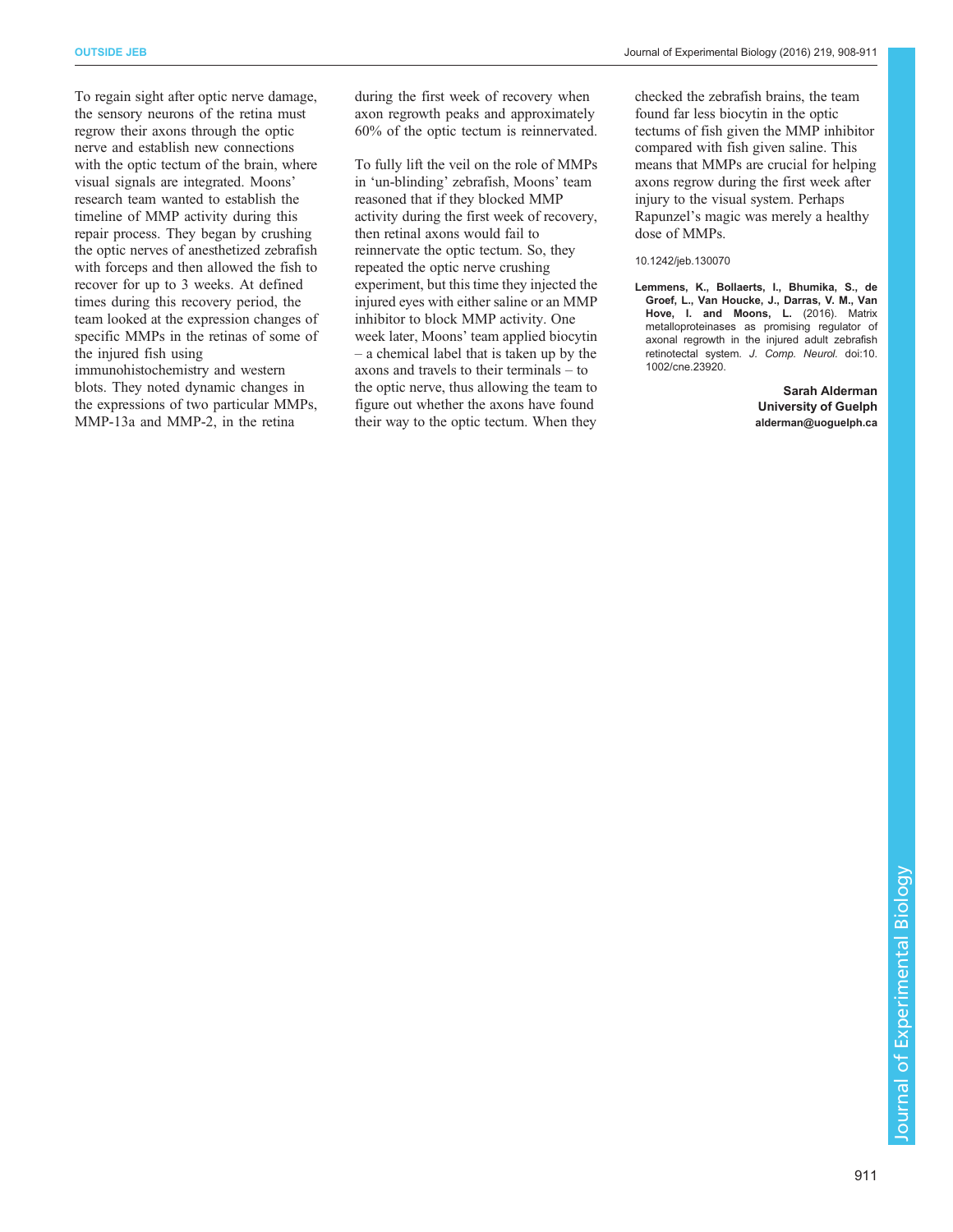To regain sight after optic nerve damage, the sensory neurons of the retina must regrow their axons through the optic nerve and establish new connections with the optic tectum of the brain, where visual signals are integrated. Moons' research team wanted to establish the timeline of MMP activity during this repair process. They began by crushing the optic nerves of anesthetized zebrafish with forceps and then allowed the fish to recover for up to 3 weeks. At defined times during this recovery period, the team looked at the expression changes of specific MMPs in the retinas of some of the injured fish using immunohistochemistry and western blots. They noted dynamic changes in the expressions of two particular MMPs, MMP-13a and MMP-2, in the retina during the first week of recovery when axon regrowth peaks and approximately 60% of the optic tectum is reinnervated.

To fully lift the veil on the role of MMPs in 'un-blinding' zebrafish, Moons' team reasoned that if they blocked MMP activity during the first week of recovery, then retinal axons would fail to reinnervate the optic tectum. So, they repeated the optic nerve crushing experiment, but this time they injected the injured eyes with either saline or an MMP inhibitor to block MMP activity. One week later, Moons' team applied biocytin – a chemical label that is taken up by the axons and travels to their terminals – to the optic nerve, thus allowing the team to figure out whether the axons have found their way to the optic tectum. When they checked the zebrafish brains, the team found far less biocytin in the optic tectums of fish given the MMP inhibitor compared with fish given saline. This means that MMPs are crucial for helping axons regrow during the first week after injury to the visual system. Perhaps Rapunzel's magic was merely a healthy dose of MMPs.

10.1242/jeb.130070

**Lemmens, K., Bollaerts, I., Bhumika, S., de Groef, L., Van Houcke, J., Darras, V. M., Van Hove, I. and Moons, L.** (2016). Matrix metalloproteinases as promising regulator of axonal regrowth in the injured adult zebrafish retinotectal system. *J. Comp. Neurol.* doi:10.1002/cne.23920.

**Sarah Alderman**
**University of Guelph**
**alderman@uoguelph.ca**